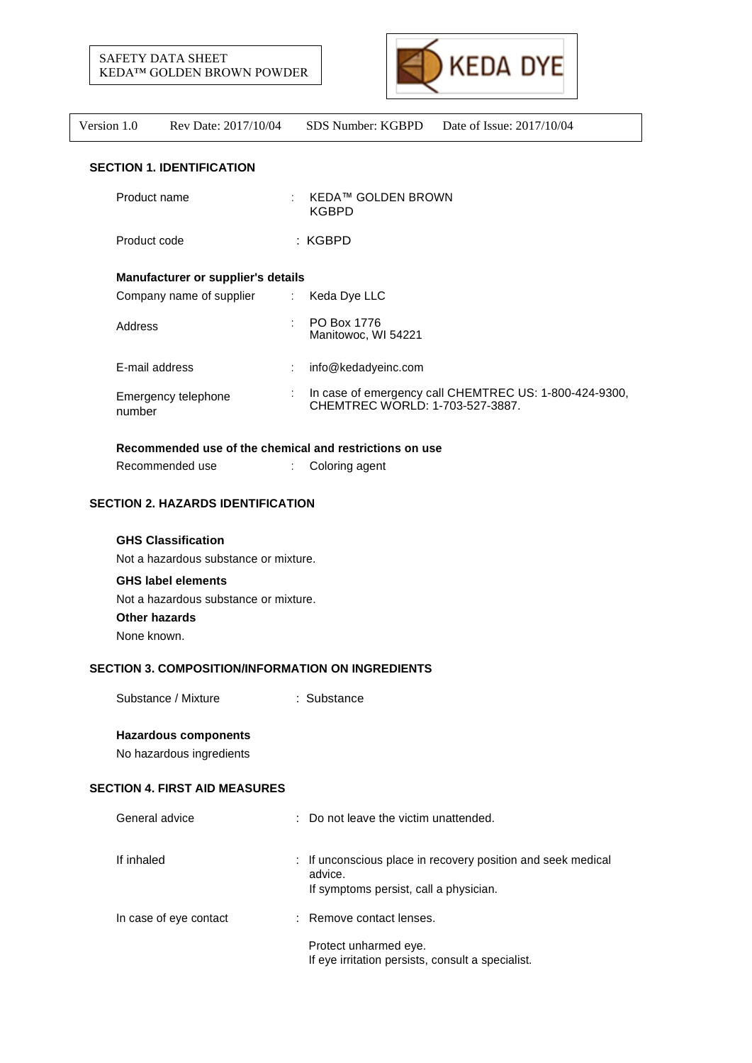SAFETY DATA SHEET
KEDA™ GOLDEN BROWN POWDER

| Version 1.0 | Rev Date: 2017/10/04 | SDS Number: KGBPD | Date of Issue: 2017/10/04 |
|---|---|---|---|

## SECTION 1. IDENTIFICATION

| | | |
|---|---|---|
| Product name | : | KEDA™ GOLDEN BROWN KGBPD |
| Product code | : | KGBPD |

**Manufacturer or supplier's details**

| | | |
|---|---|---|
| Company name of supplier | : | Keda Dye LLC |
| Address | : | PO Box 1776<br>Manitowoc, WI 54221 |
| E-mail address | : | info@kedadyeinc.com |
| Emergency telephone number | : | In case of emergency call CHEMTREC US: 1-800-424-9300, CHEMTREC WORLD: 1-703-527-3887. |

**Recommended use of the chemical and restrictions on use**

| | | |
|---|---|---|
| Recommended use | : | Coloring agent |

## SECTION 2. HAZARDS IDENTIFICATION

**GHS Classification**

Not a hazardous substance or mixture.

**GHS label elements**

Not a hazardous substance or mixture.

**Other hazards**

None known.

## SECTION 3. COMPOSITION/INFORMATION ON INGREDIENTS

| | | |
|---|---|---|
| Substance / Mixture | : | Substance |

**Hazardous components**

No hazardous ingredients

## SECTION 4. FIRST AID MEASURES

| | | |
|---|---|---|
| General advice | : | Do not leave the victim unattended. |
| If inhaled | : | If unconscious place in recovery position and seek medical advice.<br>If symptoms persist, call a physician. |
| In case of eye contact | : | Remove contact lenses.<br><br>Protect unharmed eye.<br>If eye irritation persists, consult a specialist. |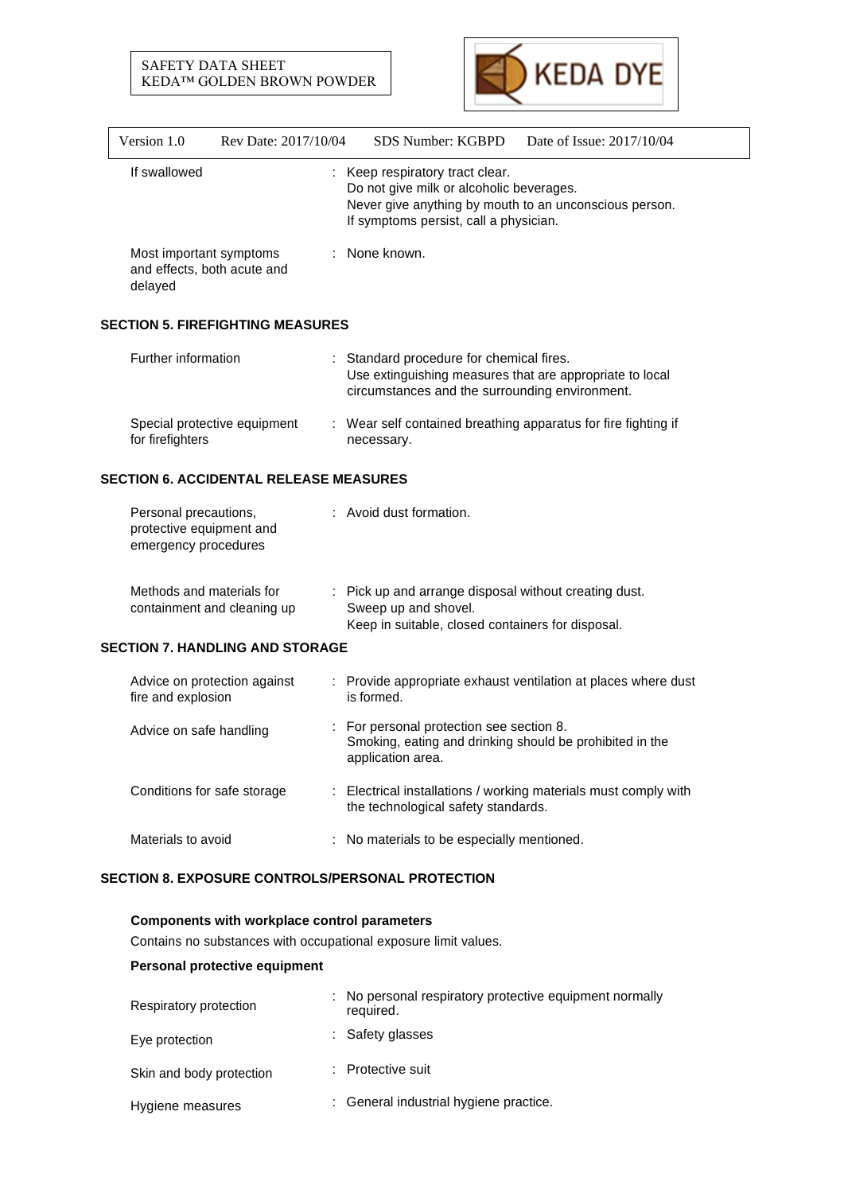| | |
|---|---|
| If swallowed | : Keep respiratory tract clear.<br>Do not give milk or alcoholic beverages.<br>Never give anything by mouth to an unconscious person.<br>If symptoms persist, call a physician. |
| Most important symptoms and effects, both acute and delayed | : None known. |

## SECTION 5. FIREFIGHTING MEASURES

| | |
|---|---|
| Further information | : Standard procedure for chemical fires.<br>Use extinguishing measures that are appropriate to local circumstances and the surrounding environment. |
| Special protective equipment for firefighters | : Wear self contained breathing apparatus for fire fighting if necessary. |

## SECTION 6. ACCIDENTAL RELEASE MEASURES

| | |
|---|---|
| Personal precautions, protective equipment and emergency procedures | : Avoid dust formation. |
| Methods and materials for containment and cleaning up | : Pick up and arrange disposal without creating dust.<br>Sweep up and shovel.<br>Keep in suitable, closed containers for disposal. |

## SECTION 7. HANDLING AND STORAGE

| | |
|---|---|
| Advice on protection against fire and explosion | : Provide appropriate exhaust ventilation at places where dust is formed. |
| Advice on safe handling | : For personal protection see section 8.<br>Smoking, eating and drinking should be prohibited in the application area. |
| Conditions for safe storage | : Electrical installations / working materials must comply with the technological safety standards. |
| Materials to avoid | : No materials to be especially mentioned. |

## SECTION 8. EXPOSURE CONTROLS/PERSONAL PROTECTION

**Components with workplace control parameters**

Contains no substances with occupational exposure limit values.

**Personal protective equipment**

| | |
|---|---|
| Respiratory protection | : No personal respiratory protective equipment normally required. |
| Eye protection | : Safety glasses |
| Skin and body protection | : Protective suit |
| Hygiene measures | : General industrial hygiene practice. |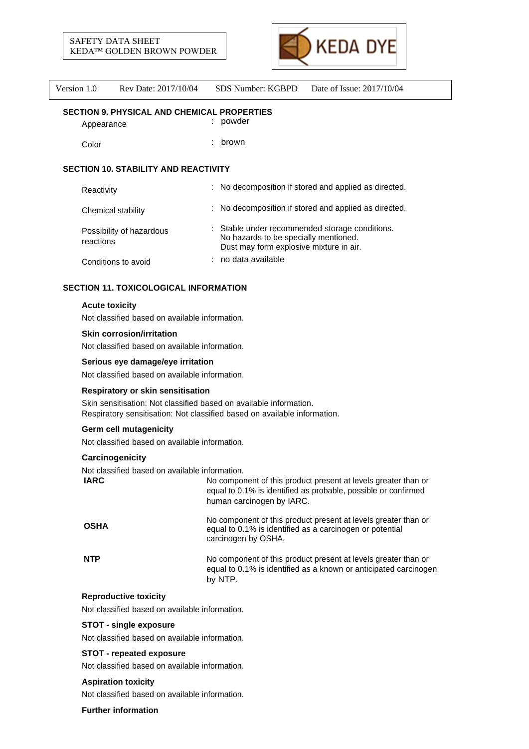## SECTION 9. PHYSICAL AND CHEMICAL PROPERTIES

| | |
|---|---|
| Appearance | : powder |
| Color | : brown |

## SECTION 10. STABILITY AND REACTIVITY

| | |
|---|---|
| Reactivity | : No decomposition if stored and applied as directed. |
| Chemical stability | : No decomposition if stored and applied as directed. |
| Possibility of hazardous reactions | : Stable under recommended storage conditions. No hazards to be specially mentioned. Dust may form explosive mixture in air. |
| Conditions to avoid | : no data available |

## SECTION 11. TOXICOLOGICAL INFORMATION

**Acute toxicity**

Not classified based on available information.

**Skin corrosion/irritation**

Not classified based on available information.

**Serious eye damage/eye irritation**

Not classified based on available information.

**Respiratory or skin sensitisation**

Skin sensitisation: Not classified based on available information.
Respiratory sensitisation: Not classified based on available information.

**Germ cell mutagenicity**

Not classified based on available information.

**Carcinogenicity**

Not classified based on available information.

| | |
|---|---|
| **IARC** | No component of this product present at levels greater than or equal to 0.1% is identified as probable, possible or confirmed human carcinogen by IARC. |
| **OSHA** | No component of this product present at levels greater than or equal to 0.1% is identified as a carcinogen or potential carcinogen by OSHA. |
| **NTP** | No component of this product present at levels greater than or equal to 0.1% is identified as a known or anticipated carcinogen by NTP. |

**Reproductive toxicity**

Not classified based on available information.

**STOT - single exposure**

Not classified based on available information.

**STOT - repeated exposure**

Not classified based on available information.

**Aspiration toxicity**

Not classified based on available information.

**Further information**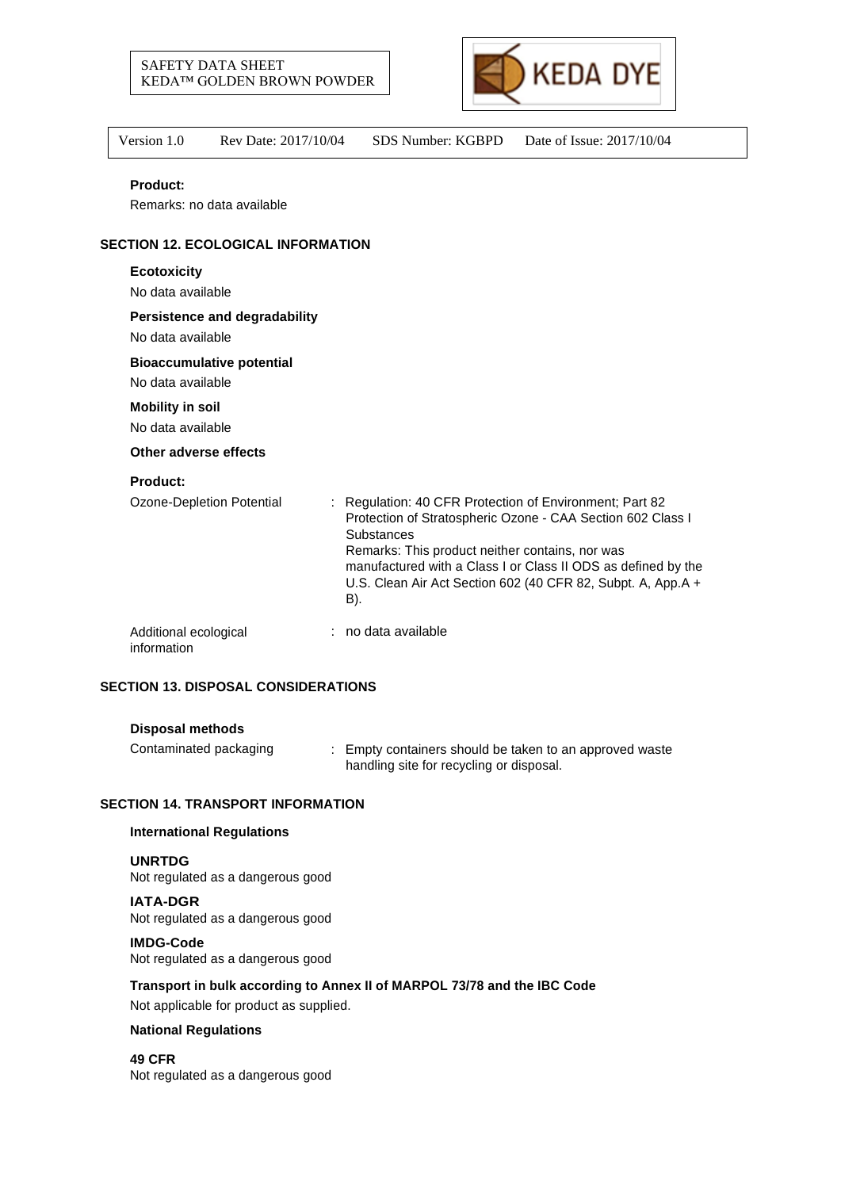**Product:**

Remarks: no data available

## SECTION 12. ECOLOGICAL INFORMATION

**Ecotoxicity**

No data available

**Persistence and degradability**

No data available

**Bioaccumulative potential**

No data available

**Mobility in soil**

No data available

**Other adverse effects**

**Product:**

Ozone-Depletion Potential : Regulation: 40 CFR Protection of Environment; Part 82 Protection of Stratospheric Ozone - CAA Section 602 Class I Substances
Remarks: This product neither contains, nor was manufactured with a Class I or Class II ODS as defined by the U.S. Clean Air Act Section 602 (40 CFR 82, Subpt. A, App.A + B).

Additional ecological information : no data available

## SECTION 13. DISPOSAL CONSIDERATIONS

**Disposal methods**

Contaminated packaging : Empty containers should be taken to an approved waste handling site for recycling or disposal.

## SECTION 14. TRANSPORT INFORMATION

**International Regulations**

**UNRTDG**

Not regulated as a dangerous good

**IATA-DGR**

Not regulated as a dangerous good

**IMDG-Code**

Not regulated as a dangerous good

**Transport in bulk according to Annex II of MARPOL 73/78 and the IBC Code**

Not applicable for product as supplied.

**National Regulations**

**49 CFR**

Not regulated as a dangerous good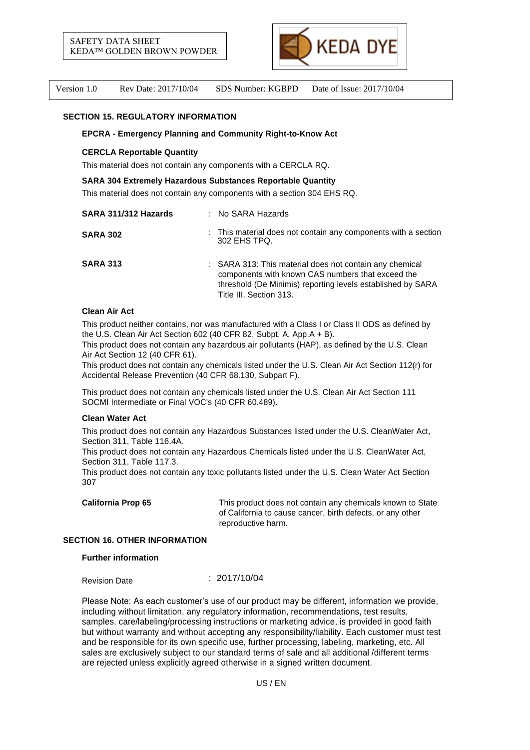## SECTION 15. REGULATORY INFORMATION

### EPCRA - Emergency Planning and Community Right-to-Know Act

**CERCLA Reportable Quantity**

This material does not contain any components with a CERCLA RQ.

**SARA 304 Extremely Hazardous Substances Reportable Quantity**

This material does not contain any components with a section 304 EHS RQ.

| | |
|---|---|
| **SARA 311/312 Hazards** | : No SARA Hazards |
| **SARA 302** | : This material does not contain any components with a section 302 EHS TPQ. |
| **SARA 313** | : SARA 313: This material does not contain any chemical components with known CAS numbers that exceed the threshold (De Minimis) reporting levels established by SARA Title III, Section 313. |

**Clean Air Act**

This product neither contains, nor was manufactured with a Class I or Class II ODS as defined by the U.S. Clean Air Act Section 602 (40 CFR 82, Subpt. A, App.A + B).
This product does not contain any hazardous air pollutants (HAP), as defined by the U.S. Clean Air Act Section 12 (40 CFR 61).
This product does not contain any chemicals listed under the U.S. Clean Air Act Section 112(r) for Accidental Release Prevention (40 CFR 68.130, Subpart F).

This product does not contain any chemicals listed under the U.S. Clean Air Act Section 111 SOCMI Intermediate or Final VOC's (40 CFR 60.489).

**Clean Water Act**

This product does not contain any Hazardous Substances listed under the U.S. CleanWater Act, Section 311, Table 116.4A.
This product does not contain any Hazardous Chemicals listed under the U.S. CleanWater Act, Section 311, Table 117.3.
This product does not contain any toxic pollutants listed under the U.S. Clean Water Act Section 307

**California Prop 65** This product does not contain any chemicals known to State of California to cause cancer, birth defects, or any other reproductive harm.

## SECTION 16. OTHER INFORMATION

**Further information**

Revision Date : 2017/10/04

Please Note: As each customer's use of our product may be different, information we provide, including without limitation, any regulatory information, recommendations, test results, samples, care/labeling/processing instructions or marketing advice, is provided in good faith but without warranty and without accepting any responsibility/liability. Each customer must test and be responsible for its own specific use, further processing, labeling, marketing, etc. All sales are exclusively subject to our standard terms of sale and all additional /different terms are rejected unless explicitly agreed otherwise in a signed written document.